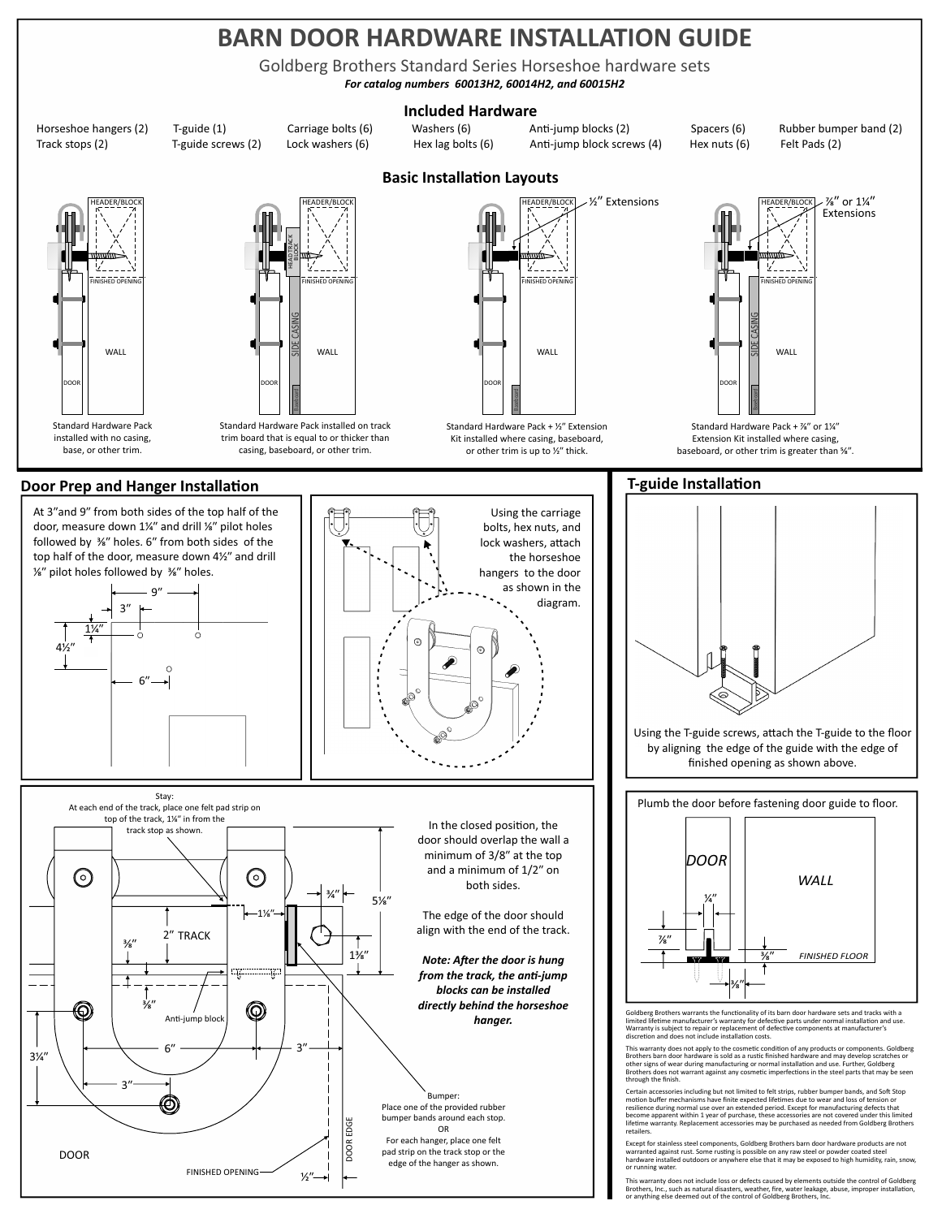# BARN DOOR HARDWARE INSTALLATION GUIDE

Goldberg Brothers Standard Series Horseshoe hardware sets

***For catalog numbers 60013H2, 60014H2, and 60015H2***

## Included Hardware

| | | | | | | |
|---|---|---|---|---|---|---|
| Horseshoe hangers (2) | T-guide (1) | Carriage bolts (6) | Washers (6) | Anti-jump blocks (2) | Spacers (6) | Rubber bumper band (2) |
| Track stops (2) | T-guide screws (2) | Lock washers (6) | Hex lag bolts (6) | Anti-jump block screws (4) | Hex nuts (6) | Felt Pads (2) |

## Basic Installation Layouts

Standard Hardware Pack installed with no casing, base, or other trim.

Standard Hardware Pack installed on track trim board that is equal to or thicker than casing, baseboard, or other trim.

½" Extensions

Standard Hardware Pack + ½" Extension Kit installed where casing, baseboard, or other trim is up to ½" thick.

⅞" or 1¼" Extensions

Standard Hardware Pack + ⅞" or 1¼" Extension Kit installed where casing, baseboard, or other trim is greater than ⅝".

## Door Prep and Hanger Installation

At 3"and 9" from both sides of the top half of the door, measure down 1¼" and drill ⅛" pilot holes followed by ⅜" holes. 6" from both sides of the top half of the door, measure down 4½" and drill ⅛" pilot holes followed by ⅜" holes.

Using the carriage bolts, hex nuts, and lock washers, attach the horseshoe hangers to the door as shown in the diagram.

Stay: At each end of the track, place one felt pad strip on top of the track, 1⅛" in from the track stop as shown.

In the closed position, the door should overlap the wall a minimum of 3/8" at the top and a minimum of 1/2" on both sides.

The edge of the door should align with the end of the track.

***Note: After the door is hung from the track, the anti-jump blocks can be installed directly behind the horseshoe hanger.***

Bumper: Place one of the provided rubber bumper bands around each stop. OR For each hanger, place one felt pad strip on the track stop or the edge of the hanger as shown.

## T-guide Installation

Using the T-guide screws, attach the T-guide to the floor by aligning the edge of the guide with the edge of finished opening as shown above.

Plumb the door before fastening door guide to floor.

Goldberg Brothers warrants the functionality of its barn door hardware sets and tracks with a limited lifetime manufacturer's warranty for defective parts under normal installation and use. Warranty is subject to repair or replacement of defective components at manufacturer's discretion and does not include installation costs.

This warranty does not apply to the cosmetic condition of any products or components. Goldberg Brothers barn door hardware is sold as a rustic finished hardware and may develop scratches or other signs of wear during manufacturing or normal installation and use. Further, Goldberg Brothers does not warrant against any cosmetic imperfections in the steel parts that may be seen through the finish.

Certain accessories including but not limited to felt strips, rubber bumper bands, and Soft Stop motion buffer mechanisms have finite expected lifetimes due to wear and loss of tension or resilience during normal use over an extended period. Except for manufacturing defects that become apparent within 1 year of purchase, these accessories are not covered under this limited lifetime warranty. Replacement accessories may be purchased as needed from Goldberg Brothers retailers.

Except for stainless steel components, Goldberg Brothers barn door hardware products are not warranted against rust. Some rusting is possible on any raw steel or powder coated steel hardware installed outdoors or anywhere else that it may be exposed to high humidity, rain, snow, or running water.

This warranty does not include loss or defects caused by elements outside the control of Goldberg Brothers, Inc., such as natural disasters, weather, fire, water leakage, abuse, improper installation, or anything else deemed out of the control of Goldberg Brothers, Inc.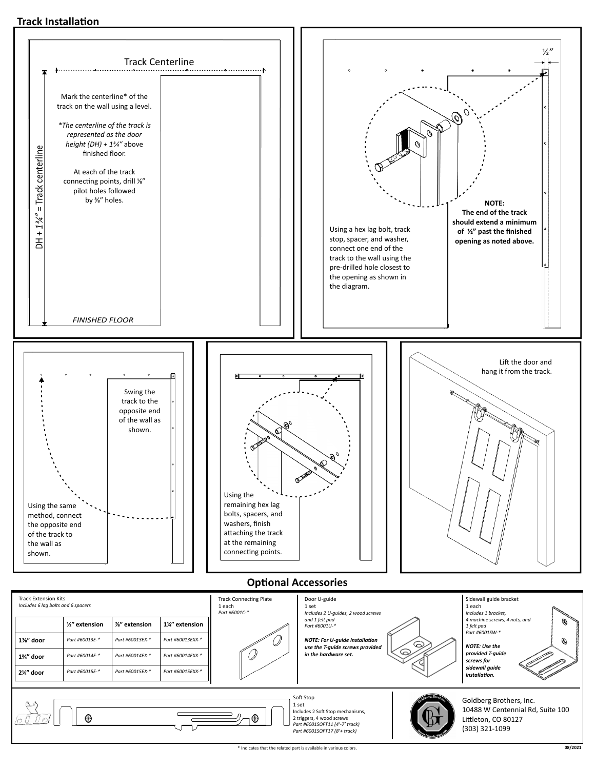## Track Installation

Track Centerline

Mark the centerline* of the track on the wall using a level.

*\*The centerline of the track is represented as the door height (DH) + 1¾" above finished floor.*

At each of the track connecting points, drill ⅛" pilot holes followed by ⅜" holes.

DH + 1¾" = Track centerline

*FINISHED FLOOR*

½"

Using a hex lag bolt, track stop, spacer, and washer, connect one end of the track to the wall using the pre-drilled hole closest to the opening as shown in the diagram.

**NOTE: The end of the track should extend a minimum of ½" past the finished opening as noted above.**

Swing the track to the opposite end of the wall as shown.

Using the same method, connect the opposite end of the track to the wall as shown.

Using the remaining hex lag bolts, spacers, and washers, finish attaching the track at the remaining connecting points.

Lift the door and hang it from the track.

## Optional Accessories

Track Extension Kits
*Includes 6 lag bolts and 6 spacers*

| | ½" extension | ⅞" extension | 1¼" extension |
|---|---|---|---|
| **1⅜" door** | *Part #60013E-\** | *Part #60013EX-\** | *Part #60013EXX-\** |
| **1¾" door** | *Part #60014E-\** | *Part #60014EX-\** | *Part #60014EXX-\** |
| **2¼" door** | *Part #60015E-\** | *Part #60015EX-\** | *Part #60015EXX-\** |

Track Connecting Plate
1 each
*Part #6001C-\**

Door U-guide
1 set
*Includes 2 U-guides, 2 wood screws and 1 felt pad*
*Part #6001U-\**

***NOTE: For U-guide installation use the T-guide screws provided in the hardware set.***

Sidewall guide bracket
1 each
*Includes 1 bracket, 4 machine screws, 4 nuts, and 1 felt pad*
*Part #6001SW-\**

***NOTE: Use the provided T-guide screws for sidewall guide installation.***

Soft Stop
1 set
Includes 2 Soft Stop mechanisms, 2 triggers, 4 wood screws
*Part #6001SOFT11 (4'-7' track)*
*Part #6001SOFT17 (8'+ track)*

Goldberg Brothers, Inc.
10488 W Centennial Rd, Suite 100
Littleton, CO 80127
(303) 321-1099

\* Indicates that the related part is available in various colors.

**08/2021**